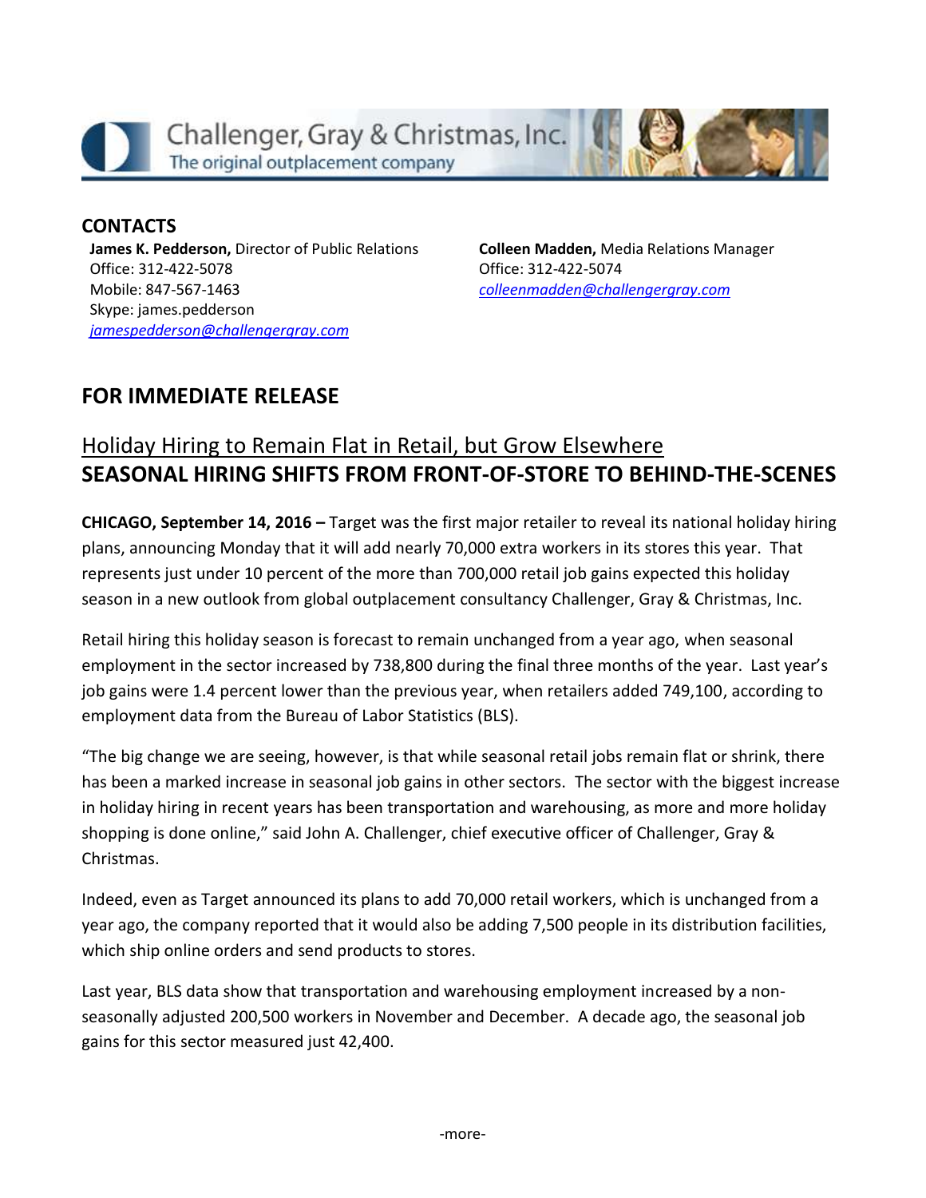Challenger, Gray & Christmas, Inc.
The original outplacement company

**CONTACTS**

**James K. Pedderson,** Director of Public Relations
Office: 312-422-5078
Mobile: 847-567-1463
Skype: james.pedderson
jamespedderson@challengergray.com

**Colleen Madden,** Media Relations Manager
Office: 312-422-5074
colleenmadden@challengergray.com

## FOR IMMEDIATE RELEASE

## Holiday Hiring to Remain Flat in Retail, but Grow Elsewhere
## SEASONAL HIRING SHIFTS FROM FRONT-OF-STORE TO BEHIND-THE-SCENES

**CHICAGO, September 14, 2016 –** Target was the first major retailer to reveal its national holiday hiring plans, announcing Monday that it will add nearly 70,000 extra workers in its stores this year. That represents just under 10 percent of the more than 700,000 retail job gains expected this holiday season in a new outlook from global outplacement consultancy Challenger, Gray & Christmas, Inc.

Retail hiring this holiday season is forecast to remain unchanged from a year ago, when seasonal employment in the sector increased by 738,800 during the final three months of the year. Last year's job gains were 1.4 percent lower than the previous year, when retailers added 749,100, according to employment data from the Bureau of Labor Statistics (BLS).

"The big change we are seeing, however, is that while seasonal retail jobs remain flat or shrink, there has been a marked increase in seasonal job gains in other sectors. The sector with the biggest increase in holiday hiring in recent years has been transportation and warehousing, as more and more holiday shopping is done online," said John A. Challenger, chief executive officer of Challenger, Gray & Christmas.

Indeed, even as Target announced its plans to add 70,000 retail workers, which is unchanged from a year ago, the company reported that it would also be adding 7,500 people in its distribution facilities, which ship online orders and send products to stores.

Last year, BLS data show that transportation and warehousing employment increased by a non-seasonally adjusted 200,500 workers in November and December. A decade ago, the seasonal job gains for this sector measured just 42,400.

-more-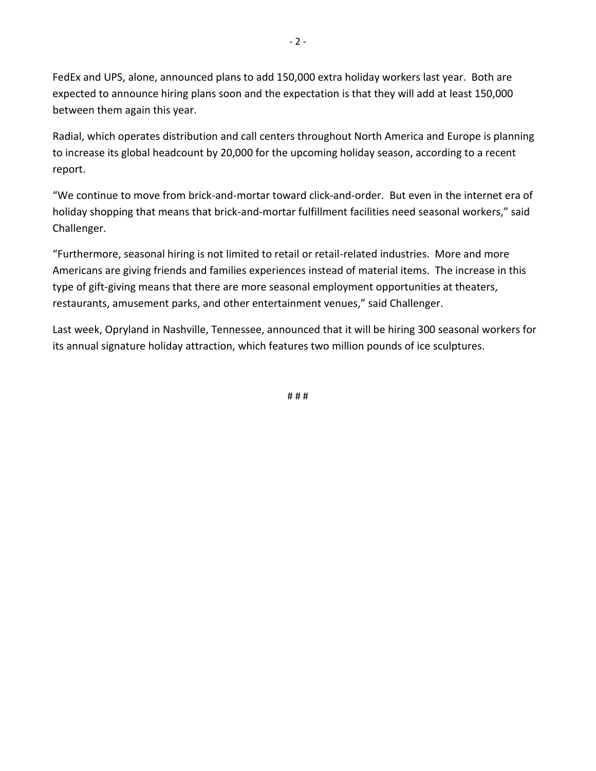FedEx and UPS, alone, announced plans to add 150,000 extra holiday workers last year. Both are expected to announce hiring plans soon and the expectation is that they will add at least 150,000 between them again this year.

Radial, which operates distribution and call centers throughout North America and Europe is planning to increase its global headcount by 20,000 for the upcoming holiday season, according to a recent report.

"We continue to move from brick-and-mortar toward click-and-order. But even in the internet era of holiday shopping that means that brick-and-mortar fulfillment facilities need seasonal workers," said Challenger.

"Furthermore, seasonal hiring is not limited to retail or retail-related industries. More and more Americans are giving friends and families experiences instead of material items. The increase in this type of gift-giving means that there are more seasonal employment opportunities at theaters, restaurants, amusement parks, and other entertainment venues," said Challenger.

Last week, Opryland in Nashville, Tennessee, announced that it will be hiring 300 seasonal workers for its annual signature holiday attraction, which features two million pounds of ice sculptures.

# # #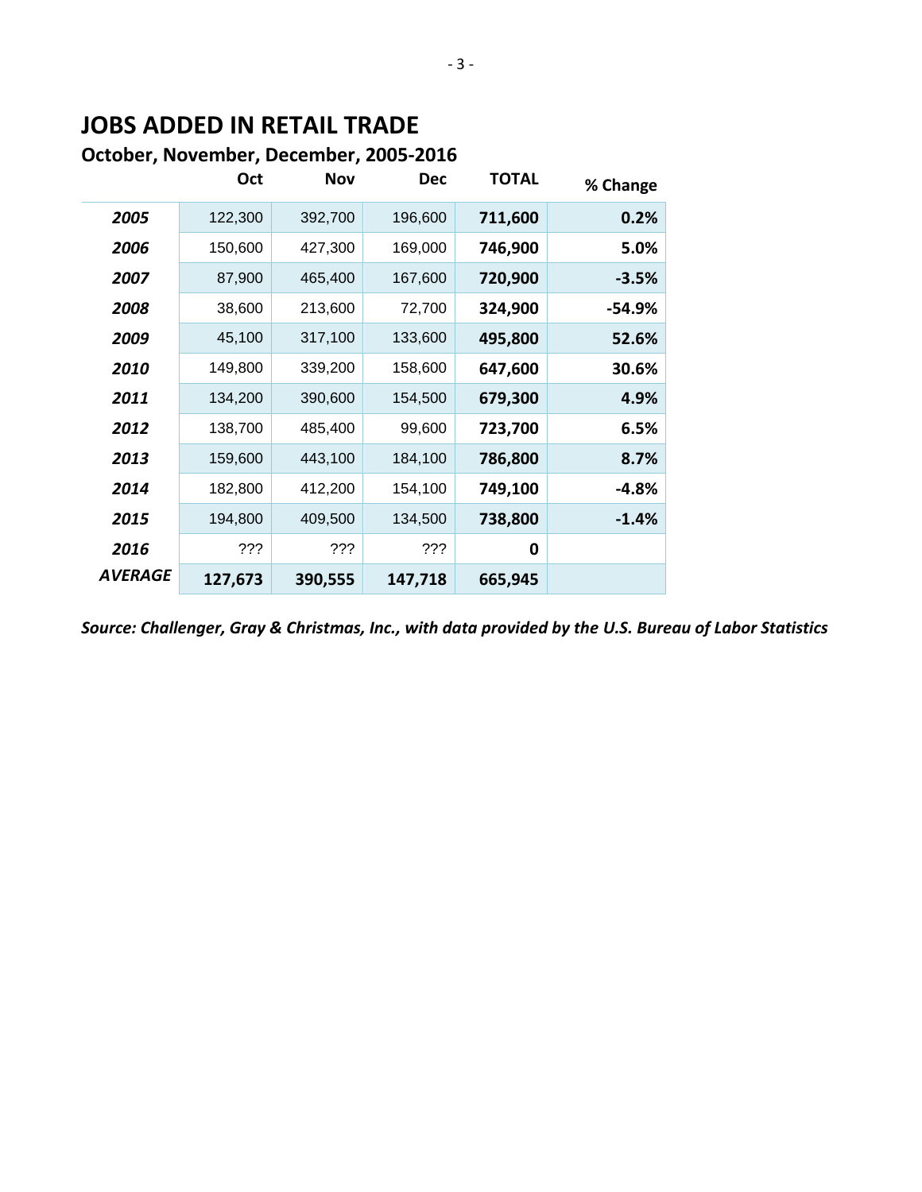# JOBS ADDED IN RETAIL TRADE

## October, November, December, 2005-2016

| | Oct | Nov | Dec | TOTAL | % Change |
|---|---|---|---|---|---|
| ***2005*** | 122,300 | 392,700 | 196,600 | **711,600** | **0.2%** |
| ***2006*** | 150,600 | 427,300 | 169,000 | **746,900** | **5.0%** |
| ***2007*** | 87,900 | 465,400 | 167,600 | **720,900** | **-3.5%** |
| ***2008*** | 38,600 | 213,600 | 72,700 | **324,900** | **-54.9%** |
| ***2009*** | 45,100 | 317,100 | 133,600 | **495,800** | **52.6%** |
| ***2010*** | 149,800 | 339,200 | 158,600 | **647,600** | **30.6%** |
| ***2011*** | 134,200 | 390,600 | 154,500 | **679,300** | **4.9%** |
| ***2012*** | 138,700 | 485,400 | 99,600 | **723,700** | **6.5%** |
| ***2013*** | 159,600 | 443,100 | 184,100 | **786,800** | **8.7%** |
| ***2014*** | 182,800 | 412,200 | 154,100 | **749,100** | **-4.8%** |
| ***2015*** | 194,800 | 409,500 | 134,500 | **738,800** | **-1.4%** |
| ***2016*** | ??? | ??? | ??? | **0** | |
| ***AVERAGE*** | **127,673** | **390,555** | **147,718** | **665,945** | |

***Source: Challenger, Gray & Christmas, Inc., with data provided by the U.S. Bureau of Labor Statistics***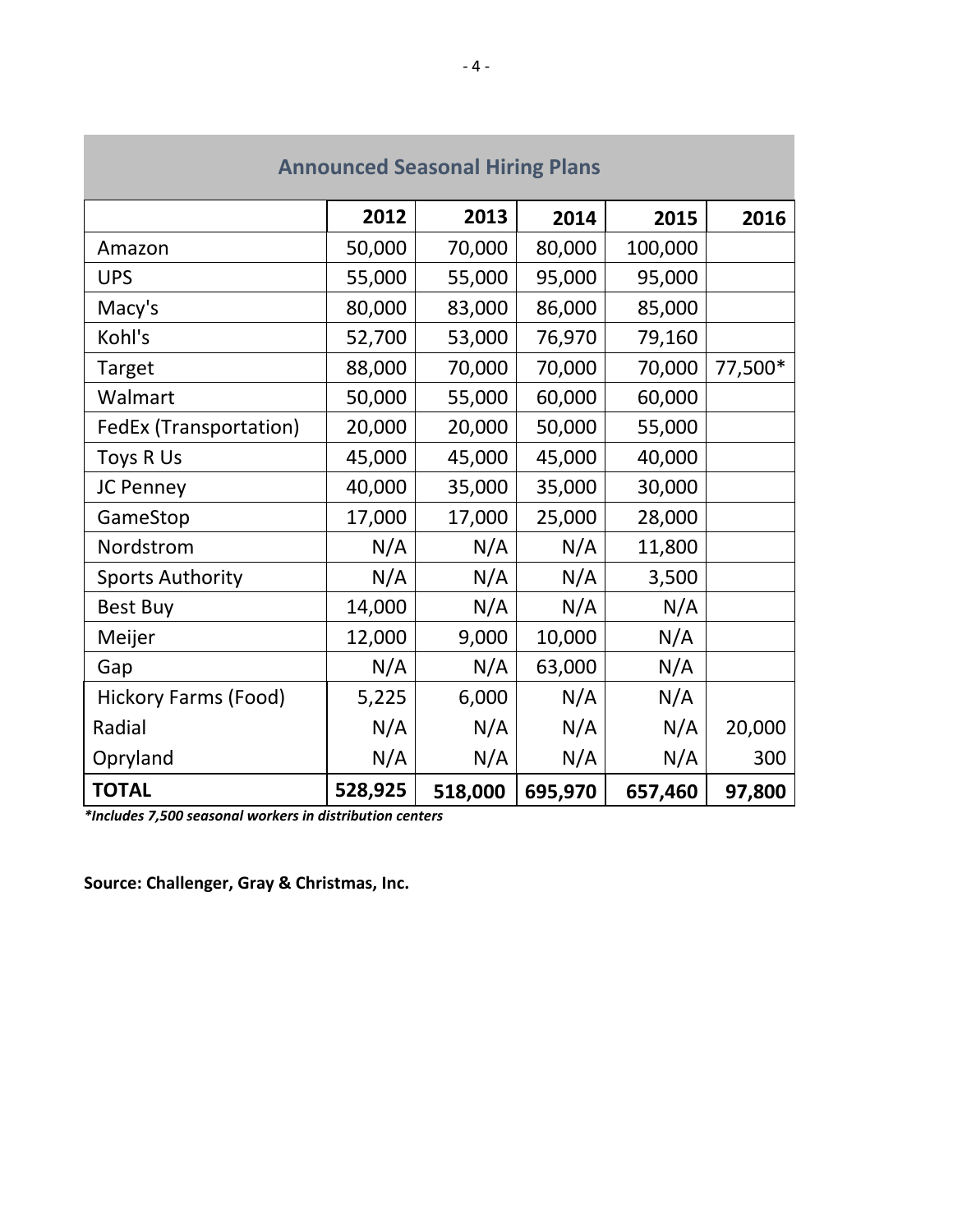| Announced Seasonal Hiring Plans | | | | | |
|---|---|---|---|---|---|
| | 2012 | 2013 | 2014 | 2015 | 2016 |
| Amazon | 50,000 | 70,000 | 80,000 | 100,000 | |
| UPS | 55,000 | 55,000 | 95,000 | 95,000 | |
| Macy's | 80,000 | 83,000 | 86,000 | 85,000 | |
| Kohl's | 52,700 | 53,000 | 76,970 | 79,160 | |
| Target | 88,000 | 70,000 | 70,000 | 70,000 | 77,500* |
| Walmart | 50,000 | 55,000 | 60,000 | 60,000 | |
| FedEx (Transportation) | 20,000 | 20,000 | 50,000 | 55,000 | |
| Toys R Us | 45,000 | 45,000 | 45,000 | 40,000 | |
| JC Penney | 40,000 | 35,000 | 35,000 | 30,000 | |
| GameStop | 17,000 | 17,000 | 25,000 | 28,000 | |
| Nordstrom | N/A | N/A | N/A | 11,800 | |
| Sports Authority | N/A | N/A | N/A | 3,500 | |
| Best Buy | 14,000 | N/A | N/A | N/A | |
| Meijer | 12,000 | 9,000 | 10,000 | N/A | |
| Gap | N/A | N/A | 63,000 | N/A | |
| Hickory Farms (Food) | 5,225 | 6,000 | N/A | N/A | |
| Radial | N/A | N/A | N/A | N/A | 20,000 |
| Opryland | N/A | N/A | N/A | N/A | 300 |
| **TOTAL** | **528,925** | **518,000** | **695,970** | **657,460** | **97,800** |

***Includes 7,500 seasonal workers in distribution centers***

**Source: Challenger, Gray & Christmas, Inc.**